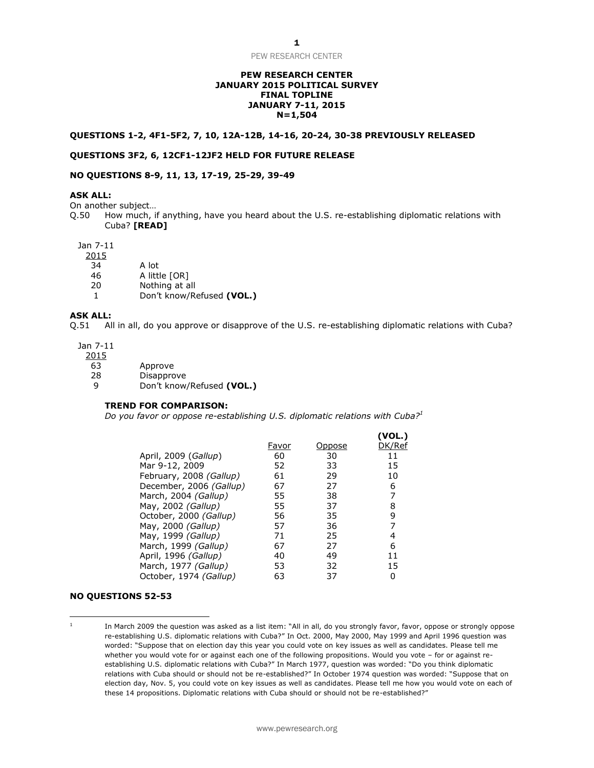# PEW RESEARCH CENTER
## JANUARY 2015 POLITICAL SURVEY
## FINAL TOPLINE
## JANUARY 7-11, 2015
## N=1,504

**QUESTIONS 1-2, 4F1-5F2, 7, 10, 12A-12B, 14-16, 20-24, 30-38 PREVIOUSLY RELEASED**

**QUESTIONS 3F2, 6, 12CF1-12JF2 HELD FOR FUTURE RELEASE**

**NO QUESTIONS 8-9, 11, 13, 17-19, 25-29, 39-49**

**ASK ALL:**

On another subject…

Q.50 How much, if anything, have you heard about the U.S. re-establishing diplomatic relations with Cuba? **[READ]**

| Jan 7-11 2015 | |
|---|---|
| 34 | A lot |
| 46 | A little [OR] |
| 20 | Nothing at all |
| 1 | Don't know/Refused **(VOL.)** |

**ASK ALL:**

Q.51 All in all, do you approve or disapprove of the U.S. re-establishing diplomatic relations with Cuba?

| Jan 7-11 2015 | |
|---|---|
| 63 | Approve |
| 28 | Disapprove |
| 9 | Don't know/Refused **(VOL.)** |

**TREND FOR COMPARISON:**

*Do you favor or oppose re-establishing U.S. diplomatic relations with Cuba?*[1]

| | Favor | Oppose | (VOL.) DK/Ref |
|---|---|---|---|
| April, 2009 (*Gallup*) | 60 | 30 | 11 |
| Mar 9-12, 2009 | 52 | 33 | 15 |
| February, 2008 *(Gallup)* | 61 | 29 | 10 |
| December, 2006 *(Gallup)* | 67 | 27 | 6 |
| March, 2004 *(Gallup)* | 55 | 38 | 7 |
| May, 2002 *(Gallup)* | 55 | 37 | 8 |
| October, 2000 *(Gallup)* | 56 | 35 | 9 |
| May, 2000 *(Gallup)* | 57 | 36 | 7 |
| May, 1999 *(Gallup)* | 71 | 25 | 4 |
| March, 1999 *(Gallup)* | 67 | 27 | 6 |
| April, 1996 *(Gallup)* | 40 | 49 | 11 |
| March, 1977 *(Gallup)* | 53 | 32 | 15 |
| October, 1974 *(Gallup)* | 63 | 37 | 0 |

**NO QUESTIONS 52-53**

---

[1] In March 2009 the question was asked as a list item: "All in all, do you strongly favor, favor, oppose or strongly oppose re-establishing U.S. diplomatic relations with Cuba?" In Oct. 2000, May 2000, May 1999 and April 1996 question was worded: "Suppose that on election day this year you could vote on key issues as well as candidates. Please tell me whether you would vote for or against each one of the following propositions. Would you vote – for or against re-establishing U.S. diplomatic relations with Cuba?" In March 1977, question was worded: "Do you think diplomatic relations with Cuba should or should not be re-established?" In October 1974 question was worded: "Suppose that on election day, Nov. 5, you could vote on key issues as well as candidates. Please tell me how you would vote on each of these 14 propositions. Diplomatic relations with Cuba should or should not be re-established?"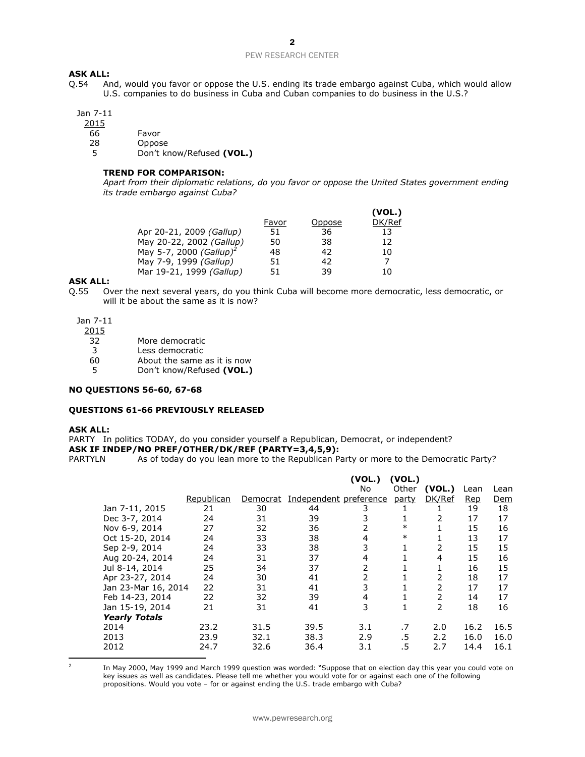**ASK ALL:**

Q.54 And, would you favor or oppose the U.S. ending its trade embargo against Cuba, which would allow U.S. companies to do business in Cuba and Cuban companies to do business in the U.S.?

| Jan 7-11 2015 | |
|---|---|
| 66 | Favor |
| 28 | Oppose |
| 5 | Don't know/Refused **(VOL.)** |

**TREND FOR COMPARISON:**

*Apart from their diplomatic relations, do you favor or oppose the United States government ending its trade embargo against Cuba?*

| | Favor | Oppose | (VOL.) DK/Ref |
|---|---|---|---|
| Apr 20-21, 2009 *(Gallup)* | 51 | 36 | 13 |
| May 20-22, 2002 *(Gallup)* | 50 | 38 | 12 |
| May 5-7, 2000 *(Gallup)*[2] | 48 | 42 | 10 |
| May 7-9, 1999 *(Gallup)* | 51 | 42 | 7 |
| Mar 19-21, 1999 *(Gallup)* | 51 | 39 | 10 |

**ASK ALL:**

Q.55 Over the next several years, do you think Cuba will become more democratic, less democratic, or will it be about the same as it is now?

| Jan 7-11 2015 | |
|---|---|
| 32 | More democratic |
| 3 | Less democratic |
| 60 | About the same as it is now |
| 5 | Don't know/Refused **(VOL.)** |

**NO QUESTIONS 56-60, 67-68**

**QUESTIONS 61-66 PREVIOUSLY RELEASED**

**ASK ALL:**

PARTY In politics TODAY, do you consider yourself a Republican, Democrat, or independent?

**ASK IF INDEP/NO PREF/OTHER/DK/REF (PARTY=3,4,5,9):**

PARTYLN As of today do you lean more to the Republican Party or more to the Democratic Party?

| | Republican | Democrat | Independent | (VOL.) No preference | (VOL.) Other party | (VOL.) DK/Ref | Lean Rep | Lean Dem |
|---|---|---|---|---|---|---|---|---|
| Jan 7-11, 2015 | 21 | 30 | 44 | 3 | 1 | 1 | 19 | 18 |
| Dec 3-7, 2014 | 24 | 31 | 39 | 3 | 1 | 2 | 17 | 17 |
| Nov 6-9, 2014 | 27 | 32 | 36 | 2 | * | 1 | 15 | 16 |
| Oct 15-20, 2014 | 24 | 33 | 38 | 4 | * | 1 | 13 | 17 |
| Sep 2-9, 2014 | 24 | 33 | 38 | 3 | 1 | 2 | 15 | 15 |
| Aug 20-24, 2014 | 24 | 31 | 37 | 4 | 1 | 4 | 15 | 16 |
| Jul 8-14, 2014 | 25 | 34 | 37 | 2 | 1 | 1 | 16 | 15 |
| Apr 23-27, 2014 | 24 | 30 | 41 | 2 | 1 | 2 | 18 | 17 |
| Jan 23-Mar 16, 2014 | 22 | 31 | 41 | 3 | 1 | 2 | 17 | 17 |
| Feb 14-23, 2014 | 22 | 32 | 39 | 4 | 1 | 2 | 14 | 17 |
| Jan 15-19, 2014 | 21 | 31 | 41 | 3 | 1 | 2 | 18 | 16 |
| ***Yearly Totals*** | | | | | | | | |
| 2014 | 23.2 | 31.5 | 39.5 | 3.1 | .7 | 2.0 | 16.2 | 16.5 |
| 2013 | 23.9 | 32.1 | 38.3 | 2.9 | .5 | 2.2 | 16.0 | 16.0 |
| 2012 | 24.7 | 32.6 | 36.4 | 3.1 | .5 | 2.7 | 14.4 | 16.1 |

[2] In May 2000, May 1999 and March 1999 question was worded: "Suppose that on election day this year you could vote on key issues as well as candidates. Please tell me whether you would vote for or against each one of the following propositions. Would you vote – for or against ending the U.S. trade embargo with Cuba?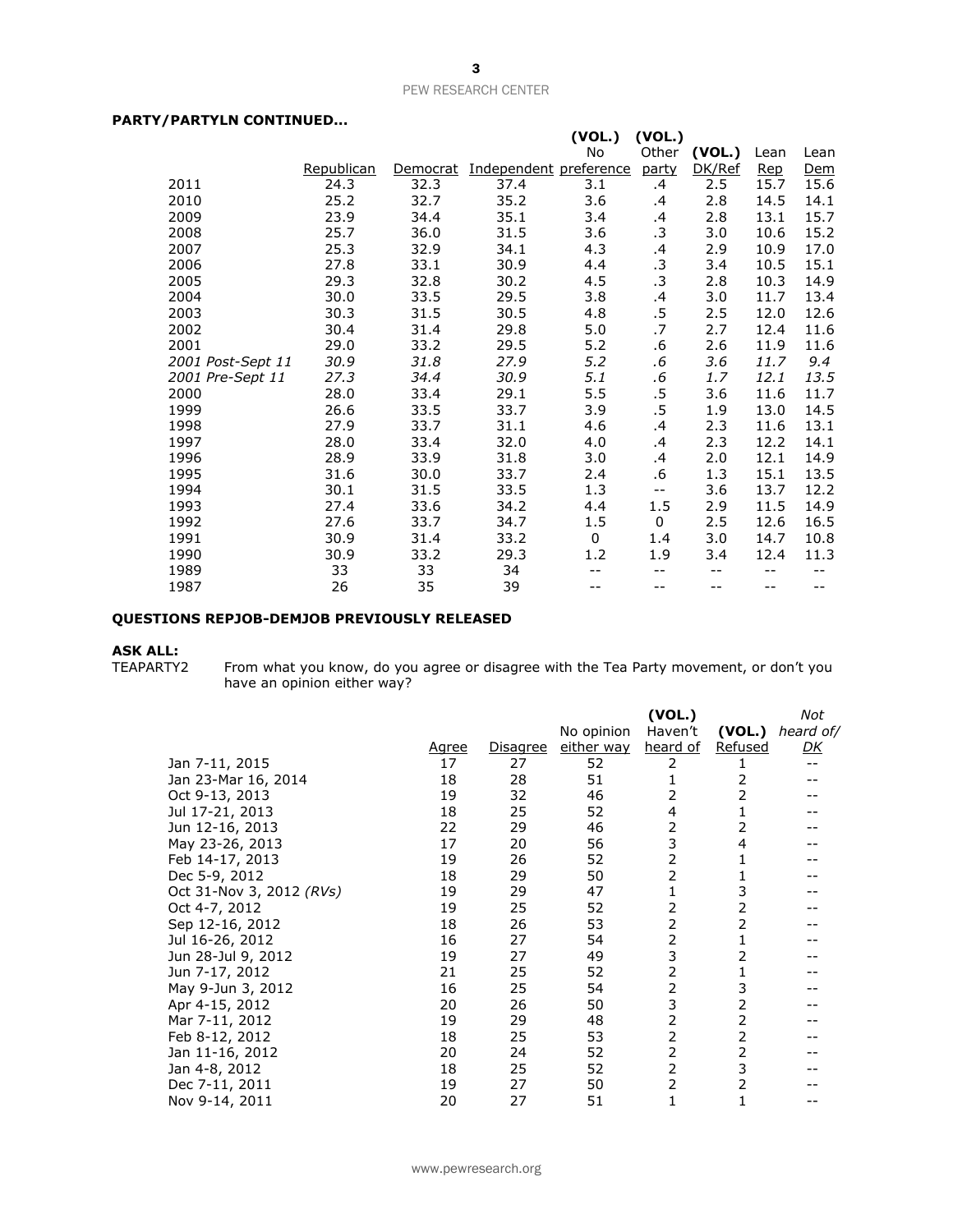**PARTY/PARTYLN CONTINUED…**

| | Republican | Democrat | Independent | (VOL.) No preference | (VOL.) Other party | (VOL.) DK/Ref | Lean Rep | Lean Dem |
|---|---|---|---|---|---|---|---|---|
| 2011 | 24.3 | 32.3 | 37.4 | 3.1 | .4 | 2.5 | 15.7 | 15.6 |
| 2010 | 25.2 | 32.7 | 35.2 | 3.6 | .4 | 2.8 | 14.5 | 14.1 |
| 2009 | 23.9 | 34.4 | 35.1 | 3.4 | .4 | 2.8 | 13.1 | 15.7 |
| 2008 | 25.7 | 36.0 | 31.5 | 3.6 | .3 | 3.0 | 10.6 | 15.2 |
| 2007 | 25.3 | 32.9 | 34.1 | 4.3 | .4 | 2.9 | 10.9 | 17.0 |
| 2006 | 27.8 | 33.1 | 30.9 | 4.4 | .3 | 3.4 | 10.5 | 15.1 |
| 2005 | 29.3 | 32.8 | 30.2 | 4.5 | .3 | 2.8 | 10.3 | 14.9 |
| 2004 | 30.0 | 33.5 | 29.5 | 3.8 | .4 | 3.0 | 11.7 | 13.4 |
| 2003 | 30.3 | 31.5 | 30.5 | 4.8 | .5 | 2.5 | 12.0 | 12.6 |
| 2002 | 30.4 | 31.4 | 29.8 | 5.0 | .7 | 2.7 | 12.4 | 11.6 |
| 2001 | 29.0 | 33.2 | 29.5 | 5.2 | .6 | 2.6 | 11.9 | 11.6 |
| *2001 Post-Sept 11* | *30.9* | *31.8* | *27.9* | *5.2* | *.6* | *3.6* | *11.7* | *9.4* |
| *2001 Pre-Sept 11* | *27.3* | *34.4* | *30.9* | *5.1* | *.6* | *1.7* | *12.1* | *13.5* |
| 2000 | 28.0 | 33.4 | 29.1 | 5.5 | .5 | 3.6 | 11.6 | 11.7 |
| 1999 | 26.6 | 33.5 | 33.7 | 3.9 | .5 | 1.9 | 13.0 | 14.5 |
| 1998 | 27.9 | 33.7 | 31.1 | 4.6 | .4 | 2.3 | 11.6 | 13.1 |
| 1997 | 28.0 | 33.4 | 32.0 | 4.0 | .4 | 2.3 | 12.2 | 14.1 |
| 1996 | 28.9 | 33.9 | 31.8 | 3.0 | .4 | 2.0 | 12.1 | 14.9 |
| 1995 | 31.6 | 30.0 | 33.7 | 2.4 | .6 | 1.3 | 15.1 | 13.5 |
| 1994 | 30.1 | 31.5 | 33.5 | 1.3 | -- | 3.6 | 13.7 | 12.2 |
| 1993 | 27.4 | 33.6 | 34.2 | 4.4 | 1.5 | 2.9 | 11.5 | 14.9 |
| 1992 | 27.6 | 33.7 | 34.7 | 1.5 | 0 | 2.5 | 12.6 | 16.5 |
| 1991 | 30.9 | 31.4 | 33.2 | 0 | 1.4 | 3.0 | 14.7 | 10.8 |
| 1990 | 30.9 | 33.2 | 29.3 | 1.2 | 1.9 | 3.4 | 12.4 | 11.3 |
| 1989 | 33 | 33 | 34 | -- | -- | -- | -- | -- |
| 1987 | 26 | 35 | 39 | -- | -- | -- | -- | -- |

**QUESTIONS REPJOB-DEMJOB PREVIOUSLY RELEASED**

**ASK ALL:**

TEAPARTY2 From what you know, do you agree or disagree with the Tea Party movement, or don't you have an opinion either way?

| | Agree | Disagree | No opinion either way | (VOL.) Haven't heard of | (VOL.) Refused | *Not heard of/ DK* |
|---|---|---|---|---|---|---|
| Jan 7-11, 2015 | 17 | 27 | 52 | 2 | 1 | -- |
| Jan 23-Mar 16, 2014 | 18 | 28 | 51 | 1 | 2 | -- |
| Oct 9-13, 2013 | 19 | 32 | 46 | 2 | 2 | -- |
| Jul 17-21, 2013 | 18 | 25 | 52 | 4 | 1 | -- |
| Jun 12-16, 2013 | 22 | 29 | 46 | 2 | 2 | -- |
| May 23-26, 2013 | 17 | 20 | 56 | 3 | 4 | -- |
| Feb 14-17, 2013 | 19 | 26 | 52 | 2 | 1 | -- |
| Dec 5-9, 2012 | 18 | 29 | 50 | 2 | 1 | -- |
| Oct 31-Nov 3, 2012 *(RVs)* | 19 | 29 | 47 | 1 | 3 | -- |
| Oct 4-7, 2012 | 19 | 25 | 52 | 2 | 2 | -- |
| Sep 12-16, 2012 | 18 | 26 | 53 | 2 | 2 | -- |
| Jul 16-26, 2012 | 16 | 27 | 54 | 2 | 1 | -- |
| Jun 28-Jul 9, 2012 | 19 | 27 | 49 | 3 | 2 | -- |
| Jun 7-17, 2012 | 21 | 25 | 52 | 2 | 1 | -- |
| May 9-Jun 3, 2012 | 16 | 25 | 54 | 2 | 3 | -- |
| Apr 4-15, 2012 | 20 | 26 | 50 | 3 | 2 | -- |
| Mar 7-11, 2012 | 19 | 29 | 48 | 2 | 2 | -- |
| Feb 8-12, 2012 | 18 | 25 | 53 | 2 | 2 | -- |
| Jan 11-16, 2012 | 20 | 24 | 52 | 2 | 2 | -- |
| Jan 4-8, 2012 | 18 | 25 | 52 | 2 | 3 | -- |
| Dec 7-11, 2011 | 19 | 27 | 50 | 2 | 2 | -- |
| Nov 9-14, 2011 | 20 | 27 | 51 | 1 | 1 | -- |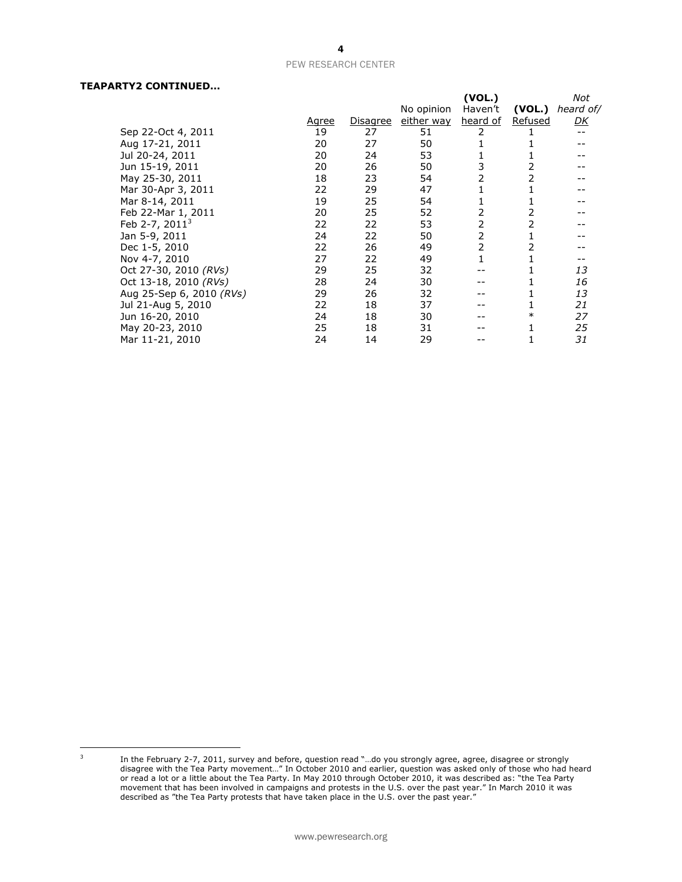**TEAPARTY2 CONTINUED…**

| | Agree | Disagree | No opinion either way | (VOL.) Haven't heard of | (VOL.) Refused | *Not heard of/ DK* |
|---|---|---|---|---|---|---|
| Sep 22-Oct 4, 2011 | 19 | 27 | 51 | 2 | 1 | -- |
| Aug 17-21, 2011 | 20 | 27 | 50 | 1 | 1 | -- |
| Jul 20-24, 2011 | 20 | 24 | 53 | 1 | 1 | -- |
| Jun 15-19, 2011 | 20 | 26 | 50 | 3 | 2 | -- |
| May 25-30, 2011 | 18 | 23 | 54 | 2 | 2 | -- |
| Mar 30-Apr 3, 2011 | 22 | 29 | 47 | 1 | 1 | -- |
| Mar 8-14, 2011 | 19 | 25 | 54 | 1 | 1 | -- |
| Feb 22-Mar 1, 2011 | 20 | 25 | 52 | 2 | 2 | -- |
| Feb 2-7, 2011[3] | 22 | 22 | 53 | 2 | 2 | -- |
| Jan 5-9, 2011 | 24 | 22 | 50 | 2 | 1 | -- |
| Dec 1-5, 2010 | 22 | 26 | 49 | 2 | 2 | -- |
| Nov 4-7, 2010 | 27 | 22 | 49 | 1 | 1 | -- |
| Oct 27-30, 2010 *(RVs)* | 29 | 25 | 32 | -- | 1 | *13* |
| Oct 13-18, 2010 *(RVs)* | 28 | 24 | 30 | -- | 1 | *16* |
| Aug 25-Sep 6, 2010 *(RVs)* | 29 | 26 | 32 | -- | 1 | *13* |
| Jul 21-Aug 5, 2010 | 22 | 18 | 37 | -- | 1 | *21* |
| Jun 16-20, 2010 | 24 | 18 | 30 | -- | * | *27* |
| May 20-23, 2010 | 25 | 18 | 31 | -- | 1 | *25* |
| Mar 11-21, 2010 | 24 | 14 | 29 | -- | 1 | *31* |

---

[3] In the February 2-7, 2011, survey and before, question read "…do you strongly agree, agree, disagree or strongly disagree with the Tea Party movement…" In October 2010 and earlier, question was asked only of those who had heard or read a lot or a little about the Tea Party. In May 2010 through October 2010, it was described as: "the Tea Party movement that has been involved in campaigns and protests in the U.S. over the past year." In March 2010 it was described as "the Tea Party protests that have taken place in the U.S. over the past year."